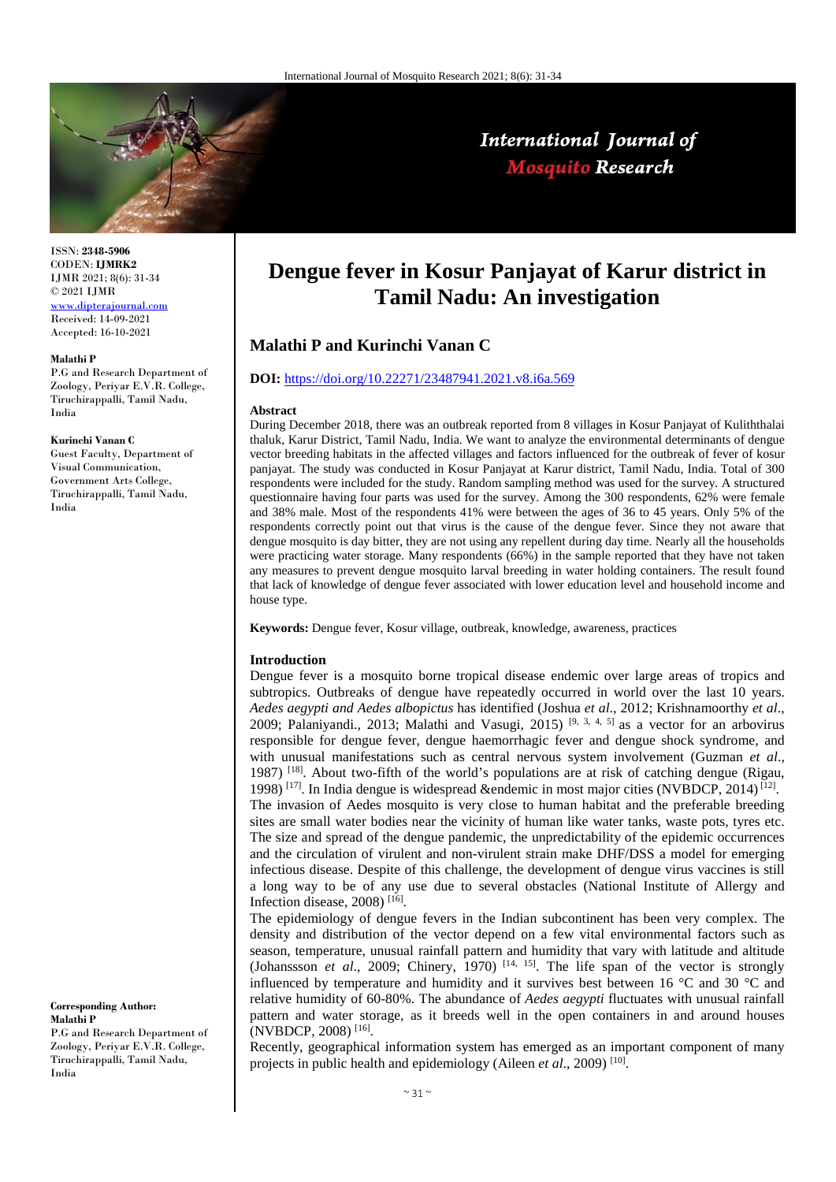ISSN: **2348-5906**
CODEN: **IJMRK2**
IJMR 2021; 8(6): 31-34
© 2021 IJMR
www.dipterajournal.com
Received: 14-09-2021
Accepted: 16-10-2021

**Malathi P**
P.G and Research Department of Zoology, Periyar E.V.R. College, Tiruchirappalli, Tamil Nadu, India

**Kurinchi Vanan C**
Guest Faculty, Department of Visual Communication, Government Arts College, Tiruchirappalli, Tamil Nadu, India

**Corresponding Author:**
**Malathi P**
P.G and Research Department of Zoology, Periyar E.V.R. College, Tiruchirappalli, Tamil Nadu, India

# Dengue fever in Kosur Panjayat of Karur district in Tamil Nadu: An investigation

## Malathi P and Kurinchi Vanan C

**DOI:** https://doi.org/10.22271/23487941.2021.v8.i6a.569

### Abstract

During December 2018, there was an outbreak reported from 8 villages in Kosur Panjayat of Kuliththalai thaluk, Karur District, Tamil Nadu, India. We want to analyze the environmental determinants of dengue vector breeding habitats in the affected villages and factors influenced for the outbreak of fever of kosur panjayat. The study was conducted in Kosur Panjayat at Karur district, Tamil Nadu, India. Total of 300 respondents were included for the study. Random sampling method was used for the survey. A structured questionnaire having four parts was used for the survey. Among the 300 respondents, 62% were female and 38% male. Most of the respondents 41% were between the ages of 36 to 45 years. Only 5% of the respondents correctly point out that virus is the cause of the dengue fever. Since they not aware that dengue mosquito is day bitter, they are not using any repellent during day time. Nearly all the households were practicing water storage. Many respondents (66%) in the sample reported that they have not taken any measures to prevent dengue mosquito larval breeding in water holding containers. The result found that lack of knowledge of dengue fever associated with lower education level and household income and house type.

**Keywords:** Dengue fever, Kosur village, outbreak, knowledge, awareness, practices

### Introduction

Dengue fever is a mosquito borne tropical disease endemic over large areas of tropics and subtropics. Outbreaks of dengue have repeatedly occurred in world over the last 10 years. *Aedes aegypti and Aedes albopictus* has identified (Joshua *et al*., 2012; Krishnamoorthy *et al*., 2009; Palaniyandi., 2013; Malathi and Vasugi, 2015) [9, 3, 4, 5] as a vector for an arbovirus responsible for dengue fever, dengue haemorrhagic fever and dengue shock syndrome, and with unusual manifestations such as central nervous system involvement (Guzman *et al*., 1987) [18]. About two-fifth of the world's populations are at risk of catching dengue (Rigau, 1998) [17]. In India dengue is widespread &endemic in most major cities (NVBDCP, 2014) [12].

The invasion of Aedes mosquito is very close to human habitat and the preferable breeding sites are small water bodies near the vicinity of human like water tanks, waste pots, tyres etc. The size and spread of the dengue pandemic, the unpredictability of the epidemic occurrences and the circulation of virulent and non-virulent strain make DHF/DSS a model for emerging infectious disease. Despite of this challenge, the development of dengue virus vaccines is still a long way to be of any use due to several obstacles (National Institute of Allergy and Infection disease, 2008) [16].

The epidemiology of dengue fevers in the Indian subcontinent has been very complex. The density and distribution of the vector depend on a few vital environmental factors such as season, temperature, unusual rainfall pattern and humidity that vary with latitude and altitude (Johanssson *et al*., 2009; Chinery, 1970) [14, 15]. The life span of the vector is strongly influenced by temperature and humidity and it survives best between 16 °C and 30 °C and relative humidity of 60-80%. The abundance of *Aedes aegypti* fluctuates with unusual rainfall pattern and water storage, as it breeds well in the open containers in and around houses (NVBDCP, 2008) [16].

Recently, geographical information system has emerged as an important component of many projects in public health and epidemiology (Aileen *et al*., 2009) [10].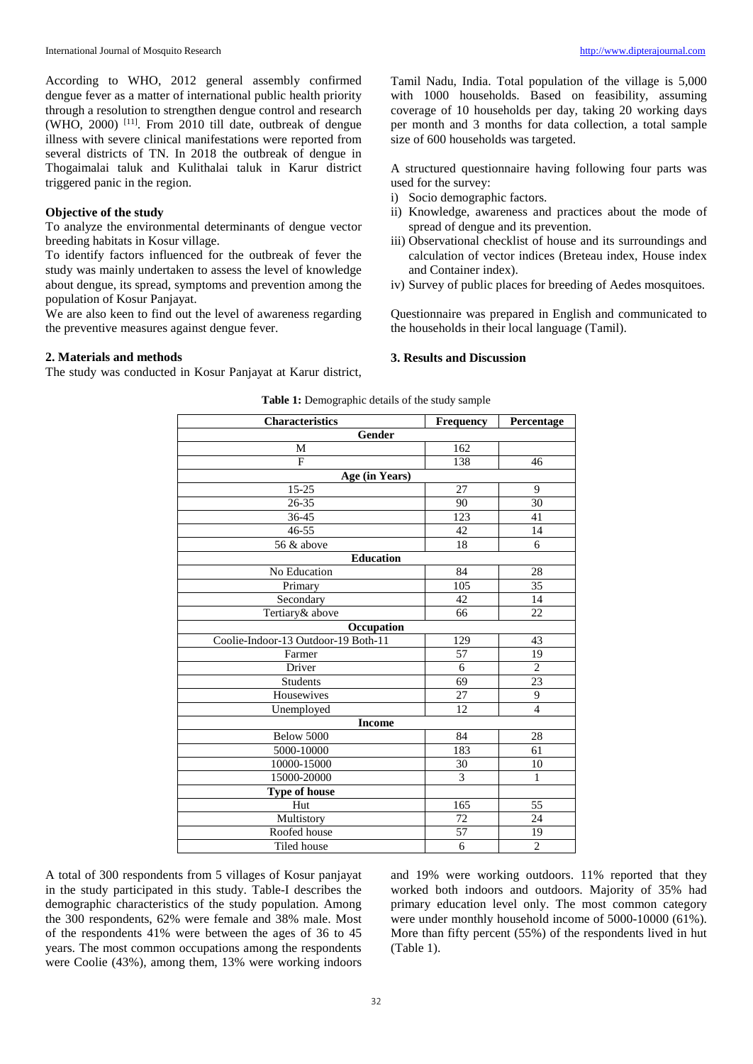According to WHO, 2012 general assembly confirmed dengue fever as a matter of international public health priority through a resolution to strengthen dengue control and research (WHO, 2000) [11]. From 2010 till date, outbreak of dengue illness with severe clinical manifestations were reported from several districts of TN. In 2018 the outbreak of dengue in Thogaimalai taluk and Kulithalai taluk in Karur district triggered panic in the region.

**Objective of the study**

To analyze the environmental determinants of dengue vector breeding habitats in Kosur village.

To identify factors influenced for the outbreak of fever the study was mainly undertaken to assess the level of knowledge about dengue, its spread, symptoms and prevention among the population of Kosur Panjayat.

We are also keen to find out the level of awareness regarding the preventive measures against dengue fever.

## 2. Materials and methods

The study was conducted in Kosur Panjayat at Karur district, Tamil Nadu, India. Total population of the village is 5,000 with 1000 households. Based on feasibility, assuming coverage of 10 households per day, taking 20 working days per month and 3 months for data collection, a total sample size of 600 households was targeted.

A structured questionnaire having following four parts was used for the survey:

i) Socio demographic factors.
ii) Knowledge, awareness and practices about the mode of spread of dengue and its prevention.
iii) Observational checklist of house and its surroundings and calculation of vector indices (Breteau index, House index and Container index).
iv) Survey of public places for breeding of Aedes mosquitoes.

Questionnaire was prepared in English and communicated to the households in their local language (Tamil).

## 3. Results and Discussion

**Table 1:** Demographic details of the study sample

| Characteristics | Frequency | Percentage |
|---|---|---|
| **Gender** | | |
| M | 162 | |
| F | 138 | 46 |
| **Age (in Years)** | | |
| 15-25 | 27 | 9 |
| 26-35 | 90 | 30 |
| 36-45 | 123 | 41 |
| 46-55 | 42 | 14 |
| 56 & above | 18 | 6 |
| **Education** | | |
| No Education | 84 | 28 |
| Primary | 105 | 35 |
| Secondary | 42 | 14 |
| Tertiary& above | 66 | 22 |
| **Occupation** | | |
| Coolie-Indoor-13 Outdoor-19 Both-11 | 129 | 43 |
| Farmer | 57 | 19 |
| Driver | 6 | 2 |
| Students | 69 | 23 |
| Housewives | 27 | 9 |
| Unemployed | 12 | 4 |
| **Income** | | |
| Below 5000 | 84 | 28 |
| 5000-10000 | 183 | 61 |
| 10000-15000 | 30 | 10 |
| 15000-20000 | 3 | 1 |
| **Type of house** | | |
| Hut | 165 | 55 |
| Multistory | 72 | 24 |
| Roofed house | 57 | 19 |
| Tiled house | 6 | 2 |

A total of 300 respondents from 5 villages of Kosur panjayat in the study participated in this study. Table-I describes the demographic characteristics of the study population. Among the 300 respondents, 62% were female and 38% male. Most of the respondents 41% were between the ages of 36 to 45 years. The most common occupations among the respondents were Coolie (43%), among them, 13% were working indoors and 19% were working outdoors. 11% reported that they worked both indoors and outdoors. Majority of 35% had primary education level only. The most common category were under monthly household income of 5000-10000 (61%). More than fifty percent (55%) of the respondents lived in hut (Table 1).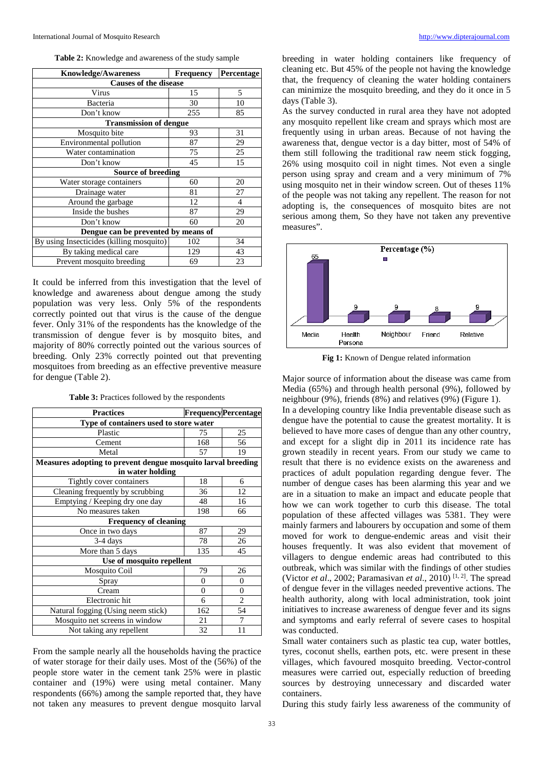**Table 2:** Knowledge and awareness of the study sample

| Knowledge/Awareness | Frequency | Percentage |
|---|---|---|
| **Causes of the disease** | | |
| Virus | 15 | 5 |
| Bacteria | 30 | 10 |
| Don't know | 255 | 85 |
| **Transmission of dengue** | | |
| Mosquito bite | 93 | 31 |
| Environmental pollution | 87 | 29 |
| Water contamination | 75 | 25 |
| Don't know | 45 | 15 |
| **Source of breeding** | | |
| Water storage containers | 60 | 20 |
| Drainage water | 81 | 27 |
| Around the garbage | 12 | 4 |
| Inside the bushes | 87 | 29 |
| Don't know | 60 | 20 |
| **Dengue can be prevented by means of** | | |
| By using Insecticides (killing mosquito) | 102 | 34 |
| By taking medical care | 129 | 43 |
| Prevent mosquito breeding | 69 | 23 |

It could be inferred from this investigation that the level of knowledge and awareness about dengue among the study population was very less. Only 5% of the respondents correctly pointed out that virus is the cause of the dengue fever. Only 31% of the respondents has the knowledge of the transmission of dengue fever is by mosquito bites, and majority of 80% correctly pointed out the various sources of breeding. Only 23% correctly pointed out that preventing mosquitoes from breeding as an effective preventive measure for dengue (Table 2).

**Table 3:** Practices followed by the respondents

| Practices | Frequency | Percentage |
|---|---|---|
| **Type of containers used to store water** | | |
| Plastic | 75 | 25 |
| Cement | 168 | 56 |
| Metal | 57 | 19 |
| **Measures adopting to prevent dengue mosquito larval breeding in water holding** | | |
| Tightly cover containers | 18 | 6 |
| Cleaning frequently by scrubbing | 36 | 12 |
| Emptying / Keeping dry one day | 48 | 16 |
| No measures taken | 198 | 66 |
| **Frequency of cleaning** | | |
| Once in two days | 87 | 29 |
| 3-4 days | 78 | 26 |
| More than 5 days | 135 | 45 |
| **Use of mosquito repellent** | | |
| Mosquito Coil | 79 | 26 |
| Spray | 0 | 0 |
| Cream | 0 | 0 |
| Electronic hit | 6 | 2 |
| Natural fogging (Using neem stick) | 162 | 54 |
| Mosquito net screens in window | 21 | 7 |
| Not taking any repellent | 32 | 11 |

From the sample nearly all the households having the practice of water storage for their daily uses. Most of the (56%) of the people store water in the cement tank 25% were in plastic container and (19%) were using metal container. Many respondents (66%) among the sample reported that, they have not taken any measures to prevent dengue mosquito larval breeding in water holding containers like frequency of cleaning etc. But 45% of the people not having the knowledge that, the frequency of cleaning the water holding containers can minimize the mosquito breeding, and they do it once in 5 days (Table 3).

As the survey conducted in rural area they have not adopted any mosquito repellent like cream and sprays which most are frequently using in urban areas. Because of not having the awareness that, dengue vector is a day bitter, most of 54% of them still following the traditional raw neem stick fogging, 26% using mosquito coil in night times. Not even a single person using spray and cream and a very minimum of 7% using mosquito net in their window screen. Out of theses 11% of the people was not taking any repellent. The reason for not adopting is, the consequences of mosquito bites are not serious among them, So they have not taken any preventive measures".

| | Media | Health Persona | Neighbour | Friend | Relative |
|---|---|---|---|---|---|
| Percentage (%) | 65 | 9 | 9 | 8 | 9 |

**Fig 1:** Known of Dengue related information

Major source of information about the disease was came from Media (65%) and through health personal (9%), followed by neighbour (9%), friends (8%) and relatives (9%) (Figure 1).

In a developing country like India preventable disease such as dengue have the potential to cause the greatest mortality. It is believed to have more cases of dengue than any other country, and except for a slight dip in 2011 its incidence rate has grown steadily in recent years. From our study we came to result that there is no evidence exists on the awareness and practices of adult population regarding dengue fever. The number of dengue cases has been alarming this year and we are in a situation to make an impact and educate people that how we can work together to curb this disease. The total population of these affected villages was 5381. They were mainly farmers and labourers by occupation and some of them moved for work to dengue-endemic areas and visit their houses frequently. It was also evident that movement of villagers to dengue endemic areas had contributed to this outbreak, which was similar with the findings of other studies (Victor *et al*., 2002; Paramasivan *et al*., 2010) [1, 2]. The spread of dengue fever in the villages needed preventive actions. The health authority, along with local administration, took joint initiatives to increase awareness of dengue fever and its signs and symptoms and early referral of severe cases to hospital was conducted.

Small water containers such as plastic tea cup, water bottles, tyres, coconut shells, earthen pots, etc. were present in these villages, which favoured mosquito breeding. Vector-control measures were carried out, especially reduction of breeding sources by destroying unnecessary and discarded water containers.

During this study fairly less awareness of the community of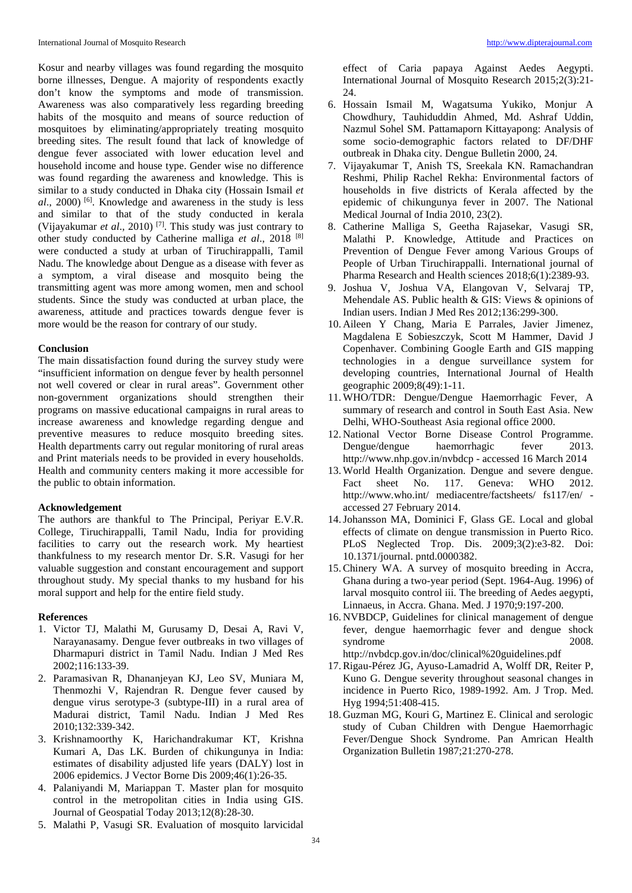Kosur and nearby villages was found regarding the mosquito borne illnesses, Dengue. A majority of respondents exactly don't know the symptoms and mode of transmission. Awareness was also comparatively less regarding breeding habits of the mosquito and means of source reduction of mosquitoes by eliminating/appropriately treating mosquito breeding sites. The result found that lack of knowledge of dengue fever associated with lower education level and household income and house type. Gender wise no difference was found regarding the awareness and knowledge. This is similar to a study conducted in Dhaka city (Hossain Ismail *et al*., 2000) [6]. Knowledge and awareness in the study is less and similar to that of the study conducted in kerala (Vijayakumar *et al*., 2010) [7]. This study was just contrary to other study conducted by Catherine malliga *et al*., 2018 [8] were conducted a study at urban of Tiruchirappalli, Tamil Nadu. The knowledge about Dengue as a disease with fever as a symptom, a viral disease and mosquito being the transmitting agent was more among women, men and school students. Since the study was conducted at urban place, the awareness, attitude and practices towards dengue fever is more would be the reason for contrary of our study.

**Conclusion**

The main dissatisfaction found during the survey study were "insufficient information on dengue fever by health personnel not well covered or clear in rural areas". Government other non-government organizations should strengthen their programs on massive educational campaigns in rural areas to increase awareness and knowledge regarding dengue and preventive measures to reduce mosquito breeding sites. Health departments carry out regular monitoring of rural areas and Print materials needs to be provided in every households. Health and community centers making it more accessible for the public to obtain information.

**Acknowledgement**

The authors are thankful to The Principal, Periyar E.V.R. College, Tiruchirappalli, Tamil Nadu, India for providing facilities to carry out the research work. My heartiest thankfulness to my research mentor Dr. S.R. Vasugi for her valuable suggestion and constant encouragement and support throughout study. My special thanks to my husband for his moral support and help for the entire field study.

**References**

1. Victor TJ, Malathi M, Gurusamy D, Desai A, Ravi V, Narayanasamy. Dengue fever outbreaks in two villages of Dharmapuri district in Tamil Nadu. Indian J Med Res 2002;116:133-39.
2. Paramasivan R, Dhananjeyan KJ, Leo SV, Muniara M, Thenmozhi V, Rajendran R. Dengue fever caused by dengue virus serotype-3 (subtype-III) in a rural area of Madurai district, Tamil Nadu. Indian J Med Res 2010;132:339-342.
3. Krishnamoorthy K, Harichandrakumar KT, Krishna Kumari A, Das LK. Burden of chikungunya in India: estimates of disability adjusted life years (DALY) lost in 2006 epidemics. J Vector Borne Dis 2009;46(1):26-35.
4. Palaniyandi M, Mariappan T. Master plan for mosquito control in the metropolitan cities in India using GIS. Journal of Geospatial Today 2013;12(8):28-30.
5. Malathi P, Vasugi SR. Evaluation of mosquito larvicidal effect of Caria papaya Against Aedes Aegypti. International Journal of Mosquito Research 2015;2(3):21-24.
6. Hossain Ismail M, Wagatsuma Yukiko, Monjur A Chowdhury, Tauhiduddin Ahmed, Md. Ashraf Uddin, Nazmul Sohel SM. Pattamaporn Kittayapong: Analysis of some socio-demographic factors related to DF/DHF outbreak in Dhaka city. Dengue Bulletin 2000, 24.
7. Vijayakumar T, Anish TS, Sreekala KN. Ramachandran Reshmi, Philip Rachel Rekha: Environmental factors of households in five districts of Kerala affected by the epidemic of chikungunya fever in 2007. The National Medical Journal of India 2010, 23(2).
8. Catherine Malliga S, Geetha Rajasekar, Vasugi SR, Malathi P. Knowledge, Attitude and Practices on Prevention of Dengue Fever among Various Groups of People of Urban Tiruchirappalli. International journal of Pharma Research and Health sciences 2018;6(1):2389-93.
9. Joshua V, Joshua VA, Elangovan V, Selvaraj TP, Mehendale AS. Public health & GIS: Views & opinions of Indian users. Indian J Med Res 2012;136:299-300.
10. Aileen Y Chang, Maria E Parrales, Javier Jimenez, Magdalena E Sobieszczyk, Scott M Hammer, David J Copenhaver. Combining Google Earth and GIS mapping technologies in a dengue surveillance system for developing countries, International Journal of Health geographic 2009;8(49):1-11.
11. WHO/TDR: Dengue/Dengue Haemorrhagic Fever, A summary of research and control in South East Asia. New Delhi, WHO-Southeast Asia regional office 2000.
12. National Vector Borne Disease Control Programme. Dengue/dengue haemorrhagic fever 2013. http://www.nhp.gov.in/nvbdcp - accessed 16 March 2014
13. World Health Organization. Dengue and severe dengue. Fact sheet No. 117. Geneva: WHO 2012. http://www.who.int/ mediacentre/factsheets/ fs117/en/ - accessed 27 February 2014.
14. Johansson MA, Dominici F, Glass GE. Local and global effects of climate on dengue transmission in Puerto Rico. PLoS Neglected Trop. Dis. 2009;3(2):e3-82. Doi: 10.1371/journal. pntd.0000382.
15. Chinery WA. A survey of mosquito breeding in Accra, Ghana during a two-year period (Sept. 1964-Aug. 1996) of larval mosquito control iii. The breeding of Aedes aegypti, Linnaeus, in Accra. Ghana. Med. J 1970;9:197-200.
16. NVBDCP, Guidelines for clinical management of dengue fever, dengue haemorrhagic fever and dengue shock syndrome 2008. http://nvbdcp.gov.in/doc/clinical%20guidelines.pdf
17. Rigau-Pérez JG, Ayuso-Lamadrid A, Wolff DR, Reiter P, Kuno G. Dengue severity throughout seasonal changes in incidence in Puerto Rico, 1989-1992. Am. J Trop. Med. Hyg 1994;51:408-415.
18. Guzman MG, Kouri G, Martinez E. Clinical and serologic study of Cuban Children with Dengue Haemorrhagic Fever/Dengue Shock Syndrome. Pan Amrican Health Organization Bulletin 1987;21:270-278.